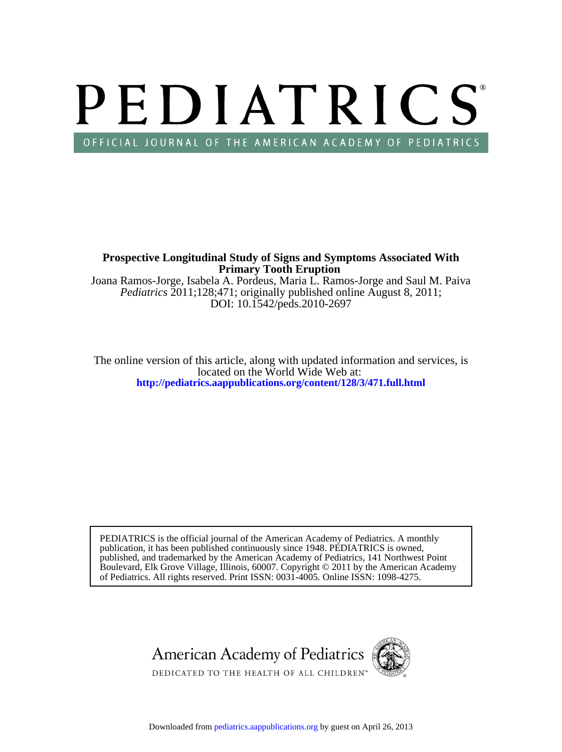# PEDIATRICS®

OFFICIAL JOURNAL OF THE AMERICAN ACADEMY OF PEDIATRICS

**Prospective Longitudinal Study of Signs and Symptoms Associated With Primary Tooth Eruption**

Joana Ramos-Jorge, Isabela A. Pordeus, Maria L. Ramos-Jorge and Saul M. Paiva

*Pediatrics* 2011;128;471; originally published online August 8, 2011;

DOI: 10.1542/peds.2010-2697

The online version of this article, along with updated information and services, is located on the World Wide Web at:

**http://pediatrics.aappublications.org/content/128/3/471.full.html**

PEDIATRICS is the official journal of the American Academy of Pediatrics. A monthly publication, it has been published continuously since 1948. PEDIATRICS is owned, published, and trademarked by the American Academy of Pediatrics, 141 Northwest Point Boulevard, Elk Grove Village, Illinois, 60007. Copyright © 2011 by the American Academy of Pediatrics. All rights reserved. Print ISSN: 0031-4005. Online ISSN: 1098-4275.

American Academy of Pediatrics

DEDICATED TO THE HEALTH OF ALL CHILDREN™

Downloaded from pediatrics.aappublications.org by guest on April 26, 2013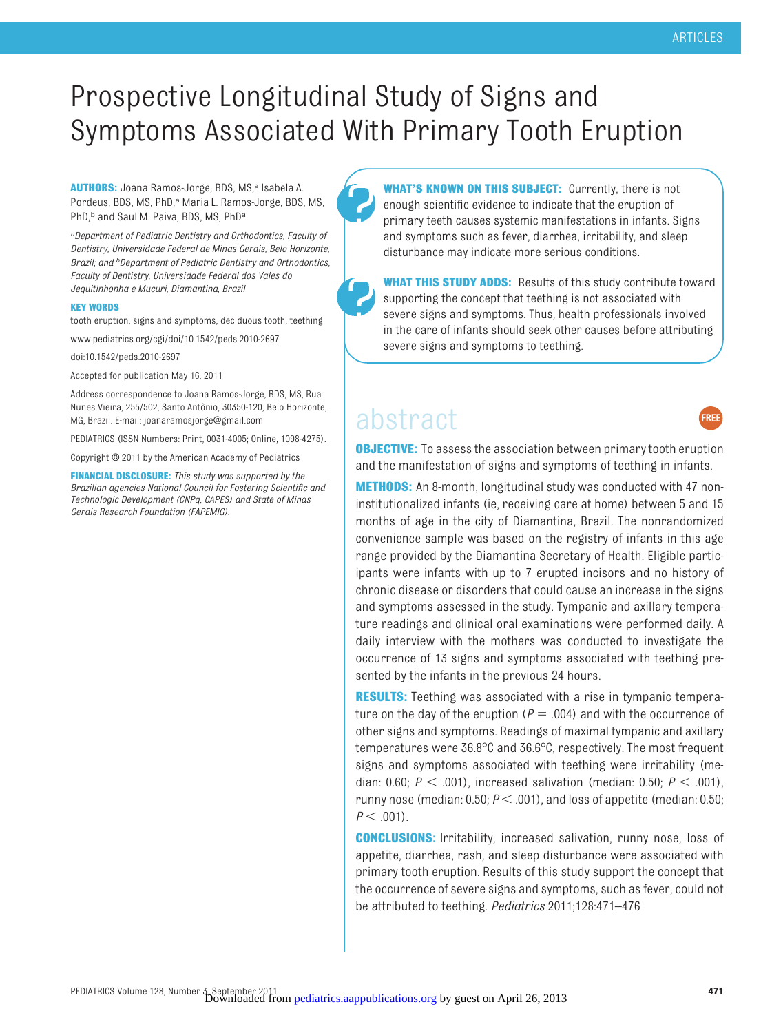# Prospective Longitudinal Study of Signs and Symptoms Associated With Primary Tooth Eruption

**AUTHORS:** Joana Ramos-Jorge, BDS, MS,[a] Isabela A. Pordeus, BDS, MS, PhD,[a] Maria L. Ramos-Jorge, BDS, MS, PhD,[b] and Saul M. Paiva, BDS, MS, PhD[a]

*[a]Department of Pediatric Dentistry and Orthodontics, Faculty of Dentistry, Universidade Federal de Minas Gerais, Belo Horizonte, Brazil; and [b]Department of Pediatric Dentistry and Orthodontics, Faculty of Dentistry, Universidade Federal dos Vales do Jequitinhonha e Mucuri, Diamantina, Brazil*

**KEY WORDS**

tooth eruption, signs and symptoms, deciduous tooth, teething

www.pediatrics.org/cgi/doi/10.1542/peds.2010-2697

doi:10.1542/peds.2010-2697

Accepted for publication May 16, 2011

Address correspondence to Joana Ramos-Jorge, BDS, MS, Rua Nunes Vieira, 255/502, Santo Antônio, 30350-120, Belo Horizonte, MG, Brazil. E-mail: joanaramosjorge@gmail.com

PEDIATRICS (ISSN Numbers: Print, 0031-4005; Online, 1098-4275).

Copyright © 2011 by the American Academy of Pediatrics

**FINANCIAL DISCLOSURE:** *This study was supported by the Brazilian agencies National Council for Fostering Scientific and Technologic Development (CNPq, CAPES) and State of Minas Gerais Research Foundation (FAPEMIG).*

**WHAT'S KNOWN ON THIS SUBJECT:** Currently, there is not enough scientific evidence to indicate that the eruption of primary teeth causes systemic manifestations in infants. Signs and symptoms such as fever, diarrhea, irritability, and sleep disturbance may indicate more serious conditions.

**WHAT THIS STUDY ADDS:** Results of this study contribute toward supporting the concept that teething is not associated with severe signs and symptoms. Thus, health professionals involved in the care of infants should seek other causes before attributing severe signs and symptoms to teething.

## abstract

**OBJECTIVE:** To assess the association between primary tooth eruption and the manifestation of signs and symptoms of teething in infants.

**METHODS:** An 8-month, longitudinal study was conducted with 47 noninstitutionalized infants (ie, receiving care at home) between 5 and 15 months of age in the city of Diamantina, Brazil. The nonrandomized convenience sample was based on the registry of infants in this age range provided by the Diamantina Secretary of Health. Eligible participants were infants with up to 7 erupted incisors and no history of chronic disease or disorders that could cause an increase in the signs and symptoms assessed in the study. Tympanic and axillary temperature readings and clinical oral examinations were performed daily. A daily interview with the mothers was conducted to investigate the occurrence of 13 signs and symptoms associated with teething presented by the infants in the previous 24 hours.

**RESULTS:** Teething was associated with a rise in tympanic temperature on the day of the eruption ($P = .004$) and with the occurrence of other signs and symptoms. Readings of maximal tympanic and axillary temperatures were 36.8°C and 36.6°C, respectively. The most frequent signs and symptoms associated with teething were irritability (median: 0.60; $P < .001$), increased salivation (median: 0.50; $P < .001$), runny nose (median: 0.50; $P < .001$), and loss of appetite (median: 0.50; $P < .001$).

**CONCLUSIONS:** Irritability, increased salivation, runny nose, loss of appetite, diarrhea, rash, and sleep disturbance were associated with primary tooth eruption. Results of this study support the concept that the occurrence of severe signs and symptoms, such as fever, could not be attributed to teething. *Pediatrics* 2011;128:471–476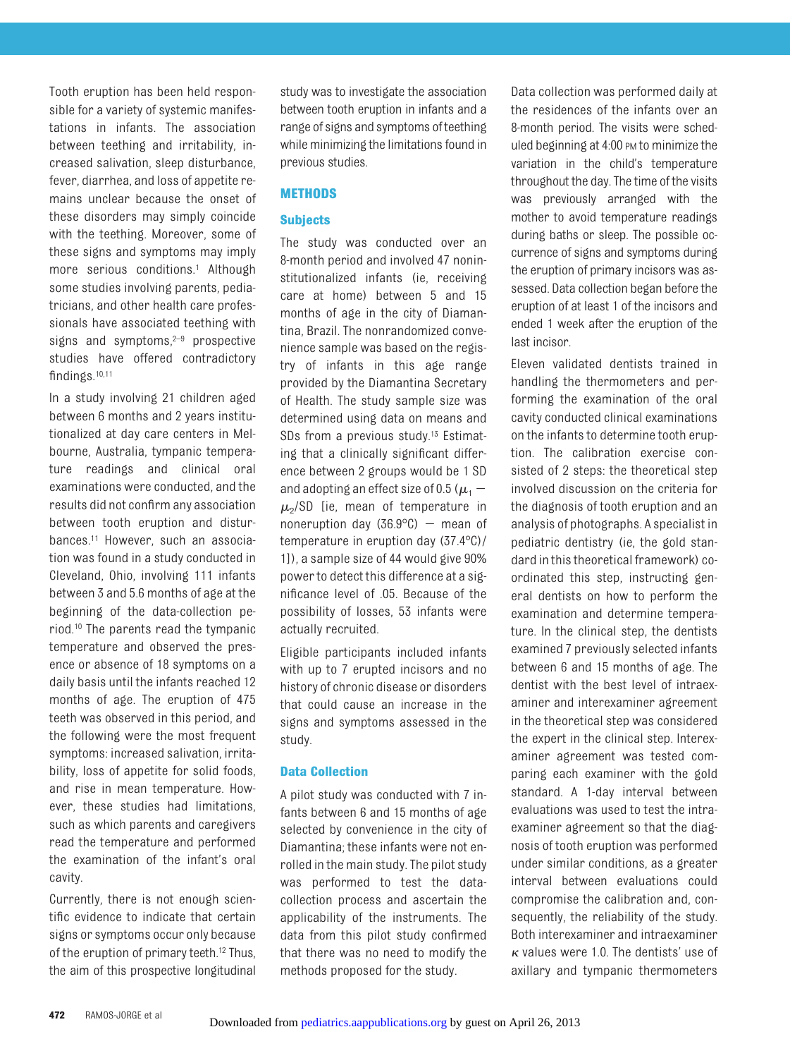Tooth eruption has been held responsible for a variety of systemic manifestations in infants. The association between teething and irritability, increased salivation, sleep disturbance, fever, diarrhea, and loss of appetite remains unclear because the onset of these disorders may simply coincide with the teething. Moreover, some of these signs and symptoms may imply more serious conditions.[1] Although some studies involving parents, pediatricians, and other health care professionals have associated teething with signs and symptoms,[2–9] prospective studies have offered contradictory findings.[10,11]

In a study involving 21 children aged between 6 months and 2 years institutionalized at day care centers in Melbourne, Australia, tympanic temperature readings and clinical oral examinations were conducted, and the results did not confirm any association between tooth eruption and disturbances.[11] However, such an association was found in a study conducted in Cleveland, Ohio, involving 111 infants between 3 and 5.6 months of age at the beginning of the data-collection period.[10] The parents read the tympanic temperature and observed the presence or absence of 18 symptoms on a daily basis until the infants reached 12 months of age. The eruption of 475 teeth was observed in this period, and the following were the most frequent symptoms: increased salivation, irritability, loss of appetite for solid foods, and rise in mean temperature. However, these studies had limitations, such as which parents and caregivers read the temperature and performed the examination of the infant's oral cavity.

Currently, there is not enough scientific evidence to indicate that certain signs or symptoms occur only because of the eruption of primary teeth.[12] Thus, the aim of this prospective longitudinal study was to investigate the association between tooth eruption in infants and a range of signs and symptoms of teething while minimizing the limitations found in previous studies.

## METHODS

### Subjects

The study was conducted over an 8-month period and involved 47 noninstitutionalized infants (ie, receiving care at home) between 5 and 15 months of age in the city of Diamantina, Brazil. The nonrandomized convenience sample was based on the registry of infants in this age range provided by the Diamantina Secretary of Health. The study sample size was determined using data on means and SDs from a previous study.[13] Estimating that a clinically significant difference between 2 groups would be 1 SD and adopting an effect size of 0.5 ($\mu_1 - \mu_2$/SD [ie, mean of temperature in noneruption day (36.9°C) − mean of temperature in eruption day (37.4°C)/1]), a sample size of 44 would give 90% power to detect this difference at a significance level of .05. Because of the possibility of losses, 53 infants were actually recruited.

Eligible participants included infants with up to 7 erupted incisors and no history of chronic disease or disorders that could cause an increase in the signs and symptoms assessed in the study.

### Data Collection

A pilot study was conducted with 7 infants between 6 and 15 months of age selected by convenience in the city of Diamantina; these infants were not enrolled in the main study. The pilot study was performed to test the data-collection process and ascertain the applicability of the instruments. The data from this pilot study confirmed that there was no need to modify the methods proposed for the study.

Data collection was performed daily at the residences of the infants over an 8-month period. The visits were scheduled beginning at 4:00 PM to minimize the variation in the child's temperature throughout the day. The time of the visits was previously arranged with the mother to avoid temperature readings during baths or sleep. The possible occurrence of signs and symptoms during the eruption of primary incisors was assessed. Data collection began before the eruption of at least 1 of the incisors and ended 1 week after the eruption of the last incisor.

Eleven validated dentists trained in handling the thermometers and performing the examination of the oral cavity conducted clinical examinations on the infants to determine tooth eruption. The calibration exercise consisted of 2 steps: the theoretical step involved discussion on the criteria for the diagnosis of tooth eruption and an analysis of photographs. A specialist in pediatric dentistry (ie, the gold standard in this theoretical framework) coordinated this step, instructing general dentists on how to perform the examination and determine temperature. In the clinical step, the dentists examined 7 previously selected infants between 6 and 15 months of age. The dentist with the best level of intraexaminer and interexaminer agreement in the theoretical step was considered the expert in the clinical step. Interexaminer agreement was tested comparing each examiner with the gold standard. A 1-day interval between evaluations was used to test the intraexaminer agreement so that the diagnosis of tooth eruption was performed under similar conditions, as a greater interval between evaluations could compromise the calibration and, consequently, the reliability of the study. Both interexaminer and intraexaminer $\kappa$ values were 1.0. The dentists' use of axillary and tympanic thermometers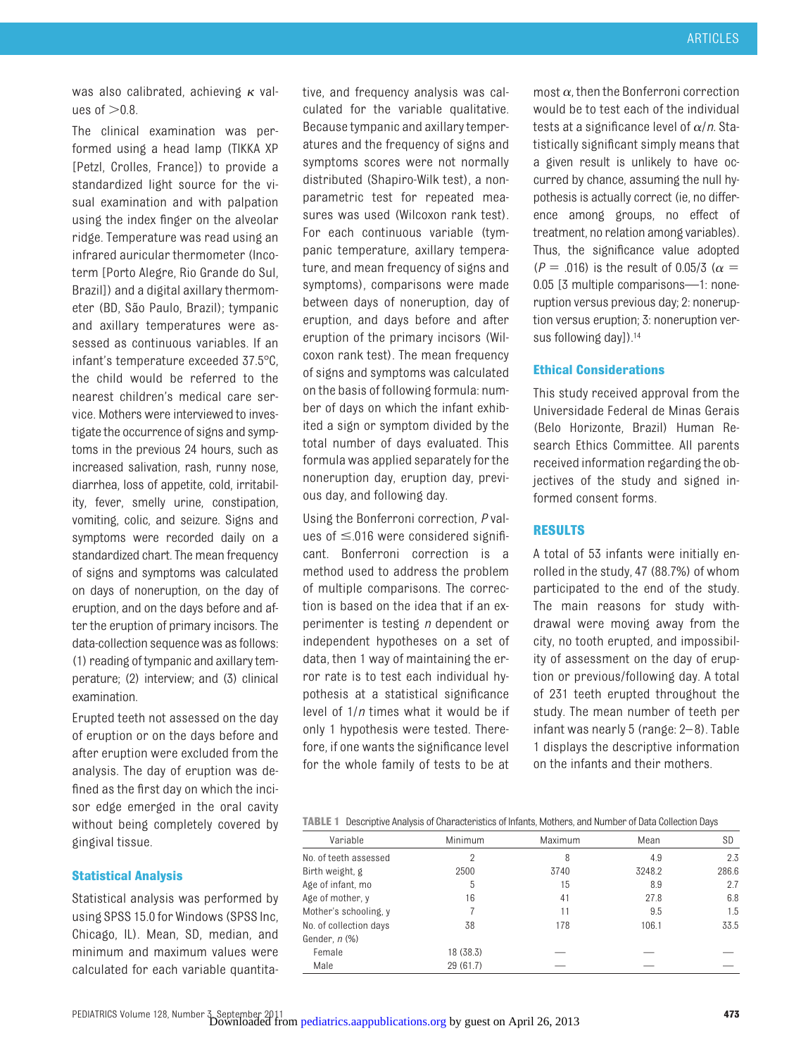was also calibrated, achieving $\kappa$ values of >0.8.

The clinical examination was performed using a head lamp (TIKKA XP [Petzl, Crolles, France]) to provide a standardized light source for the visual examination and with palpation using the index finger on the alveolar ridge. Temperature was read using an infrared auricular thermometer (Incoterm [Porto Alegre, Rio Grande do Sul, Brazil]) and a digital axillary thermometer (BD, São Paulo, Brazil); tympanic and axillary temperatures were assessed as continuous variables. If an infant's temperature exceeded 37.5°C, the child would be referred to the nearest children's medical care service. Mothers were interviewed to investigate the occurrence of signs and symptoms in the previous 24 hours, such as increased salivation, rash, runny nose, diarrhea, loss of appetite, cold, irritability, fever, smelly urine, constipation, vomiting, colic, and seizure. Signs and symptoms were recorded daily on a standardized chart. The mean frequency of signs and symptoms was calculated on days of noneruption, on the day of eruption, and on the days before and after the eruption of primary incisors. The data-collection sequence was as follows: (1) reading of tympanic and axillary temperature; (2) interview; and (3) clinical examination.

Erupted teeth not assessed on the day of eruption or on the days before and after eruption were excluded from the analysis. The day of eruption was defined as the first day on which the incisor edge emerged in the oral cavity without being completely covered by gingival tissue.

### Statistical Analysis

Statistical analysis was performed by using SPSS 15.0 for Windows (SPSS Inc, Chicago, IL). Mean, SD, median, and minimum and maximum values were calculated for each variable quantitative, and frequency analysis was calculated for the variable qualitative. Because tympanic and axillary temperatures and the frequency of signs and symptoms scores were not normally distributed (Shapiro-Wilk test), a nonparametric test for repeated measures was used (Wilcoxon rank test). For each continuous variable (tympanic temperature, axillary temperature, and mean frequency of signs and symptoms), comparisons were made between days of noneruption, day of eruption, and days before and after eruption of the primary incisors (Wilcoxon rank test). The mean frequency of signs and symptoms was calculated on the basis of following formula: number of days on which the infant exhibited a sign or symptom divided by the total number of days evaluated. This formula was applied separately for the noneruption day, eruption day, previous day, and following day.

Using the Bonferroni correction, $P$ values of $\leq$.016 were considered significant. Bonferroni correction is a method used to address the problem of multiple comparisons. The correction is based on the idea that if an experimenter is testing $n$ dependent or independent hypotheses on a set of data, then 1 way of maintaining the error rate is to test each individual hypothesis at a statistical significance level of $1/n$ times what it would be if only 1 hypothesis were tested. Therefore, if one wants the significance level for the whole family of tests to be at most $\alpha$, then the Bonferroni correction would be to test each of the individual tests at a significance level of $\alpha/n$. Statistically significant simply means that a given result is unlikely to have occurred by chance, assuming the null hypothesis is actually correct (ie, no difference among groups, no effect of treatment, no relation among variables). Thus, the significance value adopted ($P = .016$) is the result of 0.05/3 ($\alpha = 0.05$ [3 multiple comparisons—1: noneruption versus previous day; 2: noneruption versus eruption; 3: noneruption versus following day]).[14]

### Ethical Considerations

This study received approval from the Universidade Federal de Minas Gerais (Belo Horizonte, Brazil) Human Research Ethics Committee. All parents received information regarding the objectives of the study and signed informed consent forms.

## RESULTS

A total of 53 infants were initially enrolled in the study, 47 (88.7%) of whom participated to the end of the study. The main reasons for study withdrawal were moving away from the city, no tooth erupted, and impossibility of assessment on the day of eruption or previous/following day. A total of 231 teeth erupted throughout the study. The mean number of teeth per infant was nearly 5 (range: 2–8). Table 1 displays the descriptive information on the infants and their mothers.

**TABLE 1** Descriptive Analysis of Characteristics of Infants, Mothers, and Number of Data Collection Days

| Variable | Minimum | Maximum | Mean | SD |
|---|---|---|---|---|
| No. of teeth assessed | 2 | 8 | 4.9 | 2.3 |
| Birth weight, g | 2500 | 3740 | 3248.2 | 286.6 |
| Age of infant, mo | 5 | 15 | 8.9 | 2.7 |
| Age of mother, y | 16 | 41 | 27.8 | 6.8 |
| Mother's schooling, y | 7 | 11 | 9.5 | 1.5 |
| No. of collection days | 38 | 178 | 106.1 | 33.5 |
| Gender, n (%) | | | | |
| Female | 18 (38.3) | — | — | — |
| Male | 29 (61.7) | — | — | — |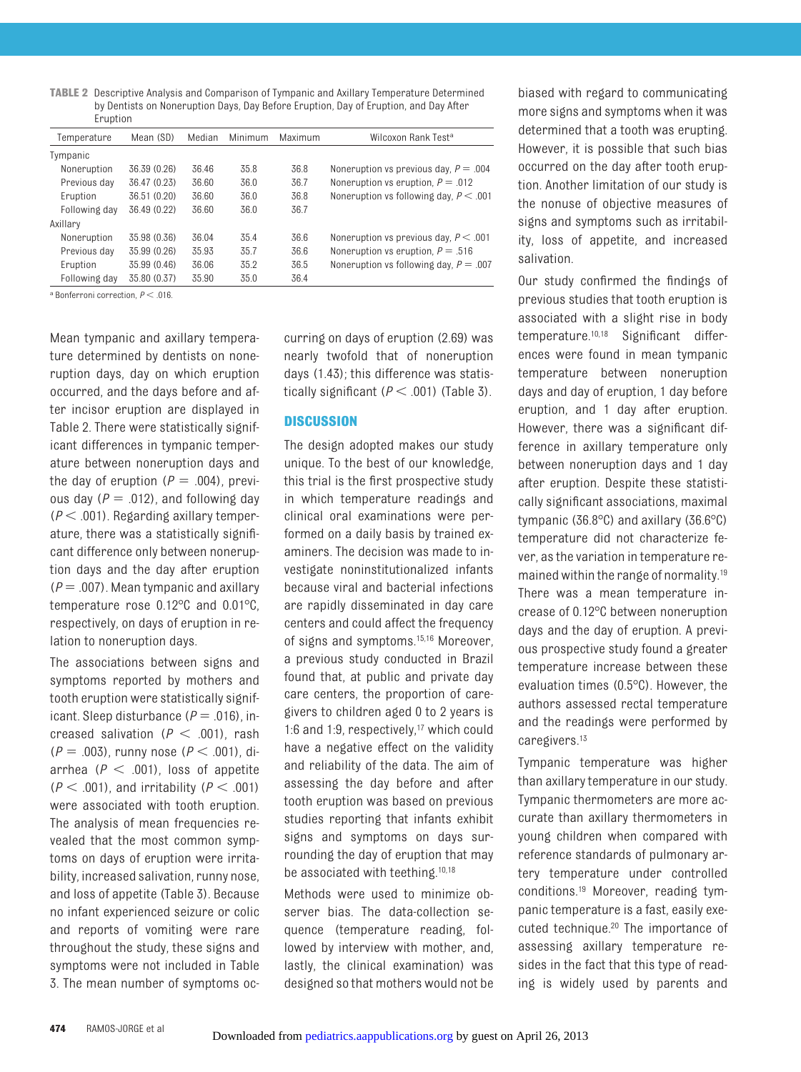**TABLE 2** Descriptive Analysis and Comparison of Tympanic and Axillary Temperature Determined by Dentists on Noneruption Days, Day Before Eruption, Day of Eruption, and Day After Eruption

| Temperature | Mean (SD) | Median | Minimum | Maximum | Wilcoxon Rank Test[a] |
|---|---|---|---|---|---|
| Tympanic | | | | | |
| Noneruption | 36.39 (0.26) | 36.46 | 35.8 | 36.8 | Noneruption vs previous day, $P = .004$ |
| Previous day | 36.47 (0.23) | 36.60 | 36.0 | 36.7 | Noneruption vs eruption, $P = .012$ |
| Eruption | 36.51 (0.20) | 36.60 | 36.0 | 36.8 | Noneruption vs following day, $P < .001$ |
| Following day | 36.49 (0.22) | 36.60 | 36.0 | 36.7 | |
| Axillary | | | | | |
| Noneruption | 35.98 (0.36) | 36.04 | 35.4 | 36.6 | Noneruption vs previous day, $P < .001$ |
| Previous day | 35.99 (0.26) | 35.93 | 35.7 | 36.6 | Noneruption vs eruption, $P = .516$ |
| Eruption | 35.99 (0.46) | 36.06 | 35.2 | 36.5 | Noneruption vs following day, $P = .007$ |
| Following day | 35.80 (0.37) | 35.90 | 35.0 | 36.4 | |

[a] Bonferroni correction, $P < .016$.

Mean tympanic and axillary temperature determined by dentists on noneruption days, day on which eruption occurred, and the days before and after incisor eruption are displayed in Table 2. There were statistically significant differences in tympanic temperature between noneruption days and the day of eruption ($P = .004$), previous day ($P = .012$), and following day ($P < .001$). Regarding axillary temperature, there was a statistically significant difference only between noneruption days and the day after eruption ($P = .007$). Mean tympanic and axillary temperature rose 0.12°C and 0.01°C, respectively, on days of eruption in relation to noneruption days.

The associations between signs and symptoms reported by mothers and tooth eruption were statistically significant. Sleep disturbance ($P = .016$), increased salivation ($P < .001$), rash ($P = .003$), runny nose ($P < .001$), diarrhea ($P < .001$), loss of appetite ($P < .001$), and irritability ($P < .001$) were associated with tooth eruption. The analysis of mean frequencies revealed that the most common symptoms on days of eruption were irritability, increased salivation, runny nose, and loss of appetite (Table 3). Because no infant experienced seizure or colic and reports of vomiting were rare throughout the study, these signs and symptoms were not included in Table 3. The mean number of symptoms occurring on days of eruption (2.69) was nearly twofold that of noneruption days (1.43); this difference was statistically significant ($P < .001$) (Table 3).

## DISCUSSION

The design adopted makes our study unique. To the best of our knowledge, this trial is the first prospective study in which temperature readings and clinical oral examinations were performed on a daily basis by trained examiners. The decision was made to investigate noninstitutionalized infants because viral and bacterial infections are rapidly disseminated in day care centers and could affect the frequency of signs and symptoms.[15,16] Moreover, a previous study conducted in Brazil found that, at public and private day care centers, the proportion of caregivers to children aged 0 to 2 years is 1:6 and 1:9, respectively,[17] which could have a negative effect on the validity and reliability of the data. The aim of assessing the day before and after tooth eruption was based on previous studies reporting that infants exhibit signs and symptoms on days surrounding the day of eruption that may be associated with teething.[10,18]

Methods were used to minimize observer bias. The data-collection sequence (temperature reading, followed by interview with mother, and, lastly, the clinical examination) was designed so that mothers would not be biased with regard to communicating more signs and symptoms when it was determined that a tooth was erupting. However, it is possible that such bias occurred on the day after tooth eruption. Another limitation of our study is the nonuse of objective measures of signs and symptoms such as irritability, loss of appetite, and increased salivation.

Our study confirmed the findings of previous studies that tooth eruption is associated with a slight rise in body temperature.[10,18] Significant differences were found in mean tympanic temperature between noneruption days and day of eruption, 1 day before eruption, and 1 day after eruption. However, there was a significant difference in axillary temperature only between noneruption days and 1 day after eruption. Despite these statistically significant associations, maximal tympanic (36.8°C) and axillary (36.6°C) temperature did not characterize fever, as the variation in temperature remained within the range of normality.[19] There was a mean temperature increase of 0.12°C between noneruption days and the day of eruption. A previous prospective study found a greater temperature increase between these evaluation times (0.5°C). However, the authors assessed rectal temperature and the readings were performed by caregivers.[13]

Tympanic temperature was higher than axillary temperature in our study. Tympanic thermometers are more accurate than axillary thermometers in young children when compared with reference standards of pulmonary artery temperature under controlled conditions.[19] Moreover, reading tympanic temperature is a fast, easily executed technique.[20] The importance of assessing axillary temperature resides in the fact that this type of reading is widely used by parents and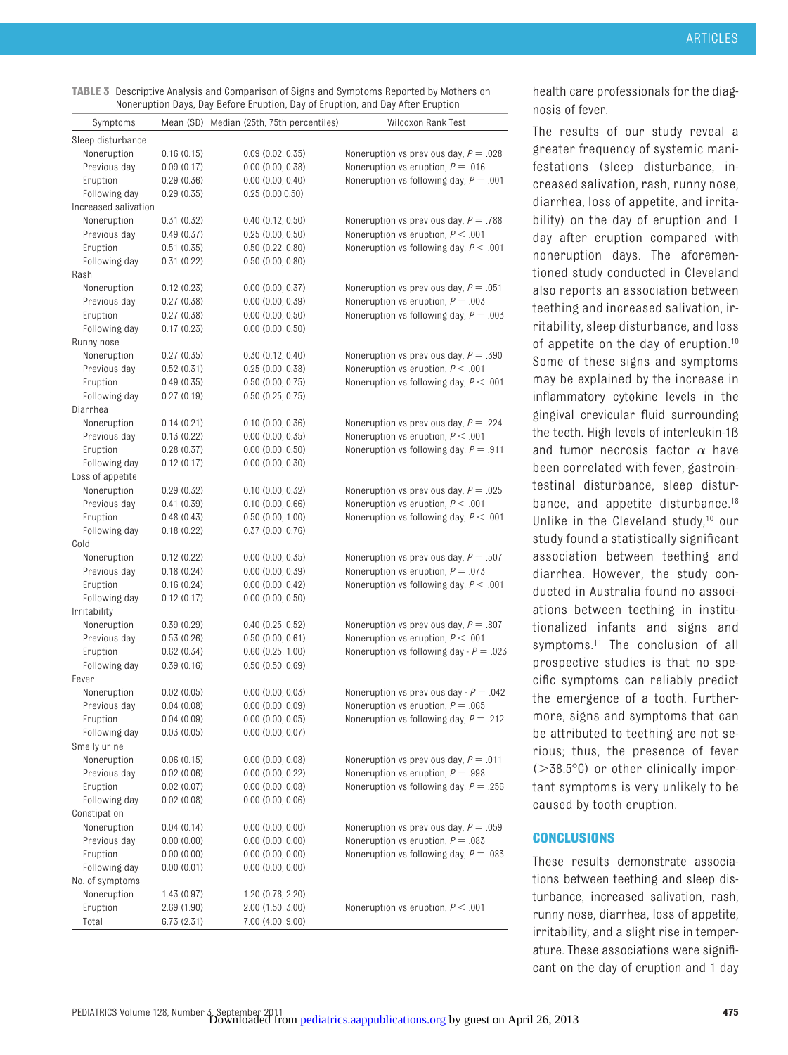**TABLE 3** Descriptive Analysis and Comparison of Signs and Symptoms Reported by Mothers on Nonerruption Days, Day Before Eruption, Day of Eruption, and Day After Eruption

| Symptoms | Mean (SD) | Median (25th, 75th percentiles) | Wilcoxon Rank Test |
|---|---|---|---|
| Sleep disturbance | | | |
| Noneruption | 0.16 (0.15) | 0.09 (0.02, 0.35) | Noneruption vs previous day, $P = .028$ |
| Previous day | 0.09 (0.17) | 0.00 (0.00, 0.38) | Noneruption vs eruption, $P = .016$ |
| Eruption | 0.29 (0.36) | 0.00 (0.00, 0.40) | Noneruption vs following day, $P = .001$ |
| Following day | 0.29 (0.35) | 0.25 (0.00,0.50) | |
| Increased salivation | | | |
| Noneruption | 0.31 (0.32) | 0.40 (0.12, 0.50) | Noneruption vs previous day, $P = .788$ |
| Previous day | 0.49 (0.37) | 0.25 (0.00, 0.50) | Noneruption vs eruption, $P < .001$ |
| Eruption | 0.51 (0.35) | 0.50 (0.22, 0.80) | Noneruption vs following day, $P < .001$ |
| Following day | 0.31 (0.22) | 0.50 (0.00, 0.80) | |
| Rash | | | |
| Noneruption | 0.12 (0.23) | 0.00 (0.00, 0.37) | Noneruption vs previous day, $P = .051$ |
| Previous day | 0.27 (0.38) | 0.00 (0.00, 0.39) | Noneruption vs eruption, $P = .003$ |
| Eruption | 0.27 (0.38) | 0.00 (0.00, 0.50) | Noneruption vs following day, $P = .003$ |
| Following day | 0.17 (0.23) | 0.00 (0.00, 0.50) | |
| Runny nose | | | |
| Noneruption | 0.27 (0.35) | 0.30 (0.12, 0.40) | Noneruption vs previous day, $P = .390$ |
| Previous day | 0.52 (0.31) | 0.25 (0.00, 0.38) | Noneruption vs eruption, $P < .001$ |
| Eruption | 0.49 (0.35) | 0.50 (0.00, 0.75) | Noneruption vs following day, $P < .001$ |
| Following day | 0.27 (0.19) | 0.50 (0.25, 0.75) | |
| Diarrhea | | | |
| Noneruption | 0.14 (0.21) | 0.10 (0.00, 0.36) | Noneruption vs previous day, $P = .224$ |
| Previous day | 0.13 (0.22) | 0.00 (0.00, 0.35) | Noneruption vs eruption, $P < .001$ |
| Eruption | 0.28 (0.37) | 0.00 (0.00, 0.50) | Noneruption vs following day, $P = .911$ |
| Following day | 0.12 (0.17) | 0.00 (0.00, 0.30) | |
| Loss of appetite | | | |
| Noneruption | 0.29 (0.32) | 0.10 (0.00, 0.32) | Noneruption vs previous day, $P = .025$ |
| Previous day | 0.41 (0.39) | 0.10 (0.00, 0.66) | Noneruption vs eruption, $P < .001$ |
| Eruption | 0.48 (0.43) | 0.50 (0.00, 1.00) | Noneruption vs following day, $P < .001$ |
| Following day | 0.18 (0.22) | 0.37 (0.00, 0.76) | |
| Cold | | | |
| Noneruption | 0.12 (0.22) | 0.00 (0.00, 0.35) | Noneruption vs previous day, $P = .507$ |
| Previous day | 0.18 (0.24) | 0.00 (0.00, 0.39) | Noneruption vs eruption, $P = .073$ |
| Eruption | 0.16 (0.24) | 0.00 (0.00, 0.42) | Noneruption vs following day, $P < .001$ |
| Following day | 0.12 (0.17) | 0.00 (0.00, 0.50) | |
| Irritability | | | |
| Noneruption | 0.39 (0.29) | 0.40 (0.25, 0.52) | Noneruption vs previous day, $P = .807$ |
| Previous day | 0.53 (0.26) | 0.50 (0.00, 0.61) | Noneruption vs eruption, $P < .001$ |
| Eruption | 0.62 (0.34) | 0.60 (0.25, 1.00) | Noneruption vs following day - $P = .023$ |
| Following day | 0.39 (0.16) | 0.50 (0.50, 0.69) | |
| Fever | | | |
| Noneruption | 0.02 (0.05) | 0.00 (0.00, 0.03) | Noneruption vs previous day - $P = .042$ |
| Previous day | 0.04 (0.08) | 0.00 (0.00, 0.09) | Noneruption vs eruption, $P = .065$ |
| Eruption | 0.04 (0.09) | 0.00 (0.00, 0.05) | Noneruption vs following day, $P = .212$ |
| Following day | 0.03 (0.05) | 0.00 (0.00, 0.07) | |
| Smelly urine | | | |
| Noneruption | 0.06 (0.15) | 0.00 (0.00, 0.08) | Noneruption vs previous day, $P = .011$ |
| Previous day | 0.02 (0.06) | 0.00 (0.00, 0.22) | Noneruption vs eruption, $P = .998$ |
| Eruption | 0.02 (0.07) | 0.00 (0.00, 0.08) | Noneruption vs following day, $P = .256$ |
| Following day | 0.02 (0.08) | 0.00 (0.00, 0.06) | |
| Constipation | | | |
| Noneruption | 0.04 (0.14) | 0.00 (0.00, 0.00) | Noneruption vs previous day, $P = .059$ |
| Previous day | 0.00 (0.00) | 0.00 (0.00, 0.00) | Noneruption vs eruption, $P = .083$ |
| Eruption | 0.00 (0.00) | 0.00 (0.00, 0.00) | Noneruption vs following day, $P = .083$ |
| Following day | 0.00 (0.01) | 0.00 (0.00, 0.00) | |
| No. of symptoms | | | |
| Noneruption | 1.43 (0.97) | 1.20 (0.76, 2.20) | |
| Eruption | 2.69 (1.90) | 2.00 (1.50, 3.00) | Noneruption vs eruption, $P < .001$ |
| Total | 6.73 (2.31) | 7.00 (4.00, 9.00) | |

health care professionals for the diagnosis of fever.

The results of our study reveal a greater frequency of systemic manifestations (sleep disturbance, increased salivation, rash, runny nose, diarrhea, loss of appetite, and irritability) on the day of eruption and 1 day after eruption compared with noneruption days. The aforementioned study conducted in Cleveland also reports an association between teething and increased salivation, irritability, sleep disturbance, and loss of appetite on the day of eruption.[10] Some of these signs and symptoms may be explained by the increase in inflammatory cytokine levels in the gingival crevicular fluid surrounding the teeth. High levels of interleukin-1ß and tumor necrosis factor $\alpha$ have been correlated with fever, gastrointestinal disturbance, sleep disturbance, and appetite disturbance.[18] Unlike in the Cleveland study,[10] our study found a statistically significant association between teething and diarrhea. However, the study conducted in Australia found no associations between teething in institutionalized infants and signs and symptoms.[11] The conclusion of all prospective studies is that no specific symptoms can reliably predict the emergence of a tooth. Furthermore, signs and symptoms that can be attributed to teething are not serious; thus, the presence of fever (>38.5°C) or other clinically important symptoms is very unlikely to be caused by tooth eruption.

## CONCLUSIONS

These results demonstrate associations between teething and sleep disturbance, increased salivation, rash, runny nose, diarrhea, loss of appetite, irritability, and a slight rise in temperature. These associations were significant on the day of eruption and 1 day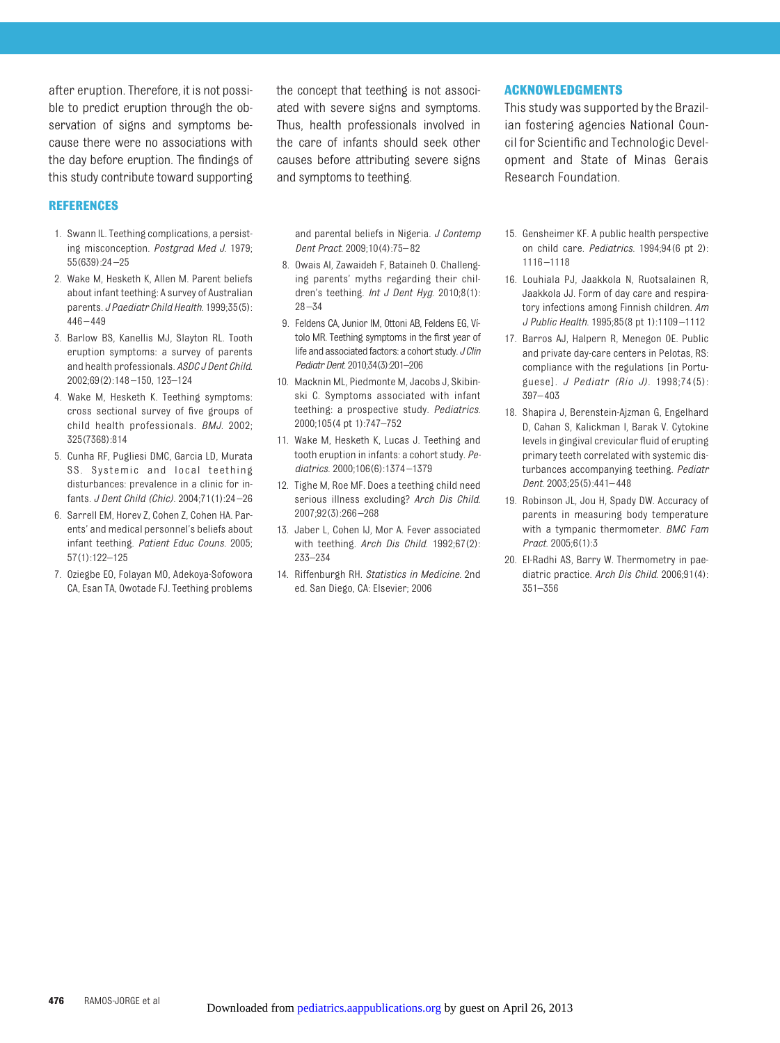after eruption. Therefore, it is not possible to predict eruption through the observation of signs and symptoms because there were no associations with the day before eruption. The findings of this study contribute toward supporting the concept that teething is not associated with severe signs and symptoms. Thus, health professionals involved in the care of infants should seek other causes before attributing severe signs and symptoms to teething.

## ACKNOWLEDGMENTS

This study was supported by the Brazilian fostering agencies National Council for Scientific and Technologic Development and State of Minas Gerais Research Foundation.

## REFERENCES

1. Swann IL. Teething complications, a persisting misconception. *Postgrad Med J*. 1979;55(639):24–25
2. Wake M, Hesketh K, Allen M. Parent beliefs about infant teething: A survey of Australian parents. *J Paediatr Child Health*. 1999;35(5):446–449
3. Barlow BS, Kanellis MJ, Slayton RL. Tooth eruption symptoms: a survey of parents and health professionals. *ASDC J Dent Child*. 2002;69(2):148–150, 123–124
4. Wake M, Hesketh K. Teething symptoms: cross sectional survey of five groups of child health professionals. *BMJ*. 2002;325(7368):814
5. Cunha RF, Pugliesi DMC, Garcia LD, Murata SS. Systemic and local teething disturbances: prevalence in a clinic for infants. *J Dent Child (Chic)*. 2004;71(1):24–26
6. Sarrell EM, Horev Z, Cohen Z, Cohen HA. Parents' and medical personnel's beliefs about infant teething. *Patient Educ Couns*. 2005;57(1):122–125
7. Oziegbe EO, Folayan MO, Adekoya-Sofowora CA, Esan TA, Owotade FJ. Teething problems and parental beliefs in Nigeria. *J Contemp Dent Pract*. 2009;10(4):75–82
8. Owais AI, Zawaideh F, Bataineh O. Challenging parents' myths regarding their children's teething. *Int J Dent Hyg*. 2010;8(1):28–34
9. Feldens CA, Junior IM, Ottoni AB, Feldens EG, Vítolo MR. Teething symptoms in the first year of life and associated factors: a cohort study. *J Clin Pediatr Dent*. 2010;34(3):201–206
10. Macknin ML, Piedmonte M, Jacobs J, Skibinski C. Symptoms associated with infant teething: a prospective study. *Pediatrics*. 2000;105(4 pt 1):747–752
11. Wake M, Hesketh K, Lucas J. Teething and tooth eruption in infants: a cohort study. *Pediatrics*. 2000;106(6):1374–1379
12. Tighe M, Roe MF. Does a teething child need serious illness excluding? *Arch Dis Child*. 2007;92(3):266–268
13. Jaber L, Cohen IJ, Mor A. Fever associated with teething. *Arch Dis Child*. 1992;67(2):233–234
14. Riffenburgh RH. *Statistics in Medicine*. 2nd ed. San Diego, CA: Elsevier; 2006
15. Gensheimer KF. A public health perspective on child care. *Pediatrics*. 1994;94(6 pt 2):1116–1118
16. Louhiala PJ, Jaakkola N, Ruotsalainen R, Jaakkola JJ. Form of day care and respiratory infections among Finnish children. *Am J Public Health*. 1995;85(8 pt 1):1109–1112
17. Barros AJ, Halpern R, Menegon OE. Public and private day-care centers in Pelotas, RS: compliance with the regulations [in Portuguese]. *J Pediatr (Rio J)*. 1998;74(5):397–403
18. Shapira J, Berenstein-Ajzman G, Engelhard D, Cahan S, Kalickman I, Barak V. Cytokine levels in gingival crevicular fluid of erupting primary teeth correlated with systemic disturbances accompanying teething. *Pediatr Dent*. 2003;25(5):441–448
19. Robinson JL, Jou H, Spady DW. Accuracy of parents in measuring body temperature with a tympanic thermometer. *BMC Fam Pract*. 2005;6(1):3
20. El-Radhi AS, Barry W. Thermometry in paediatric practice. *Arch Dis Child*. 2006;91(4):351–356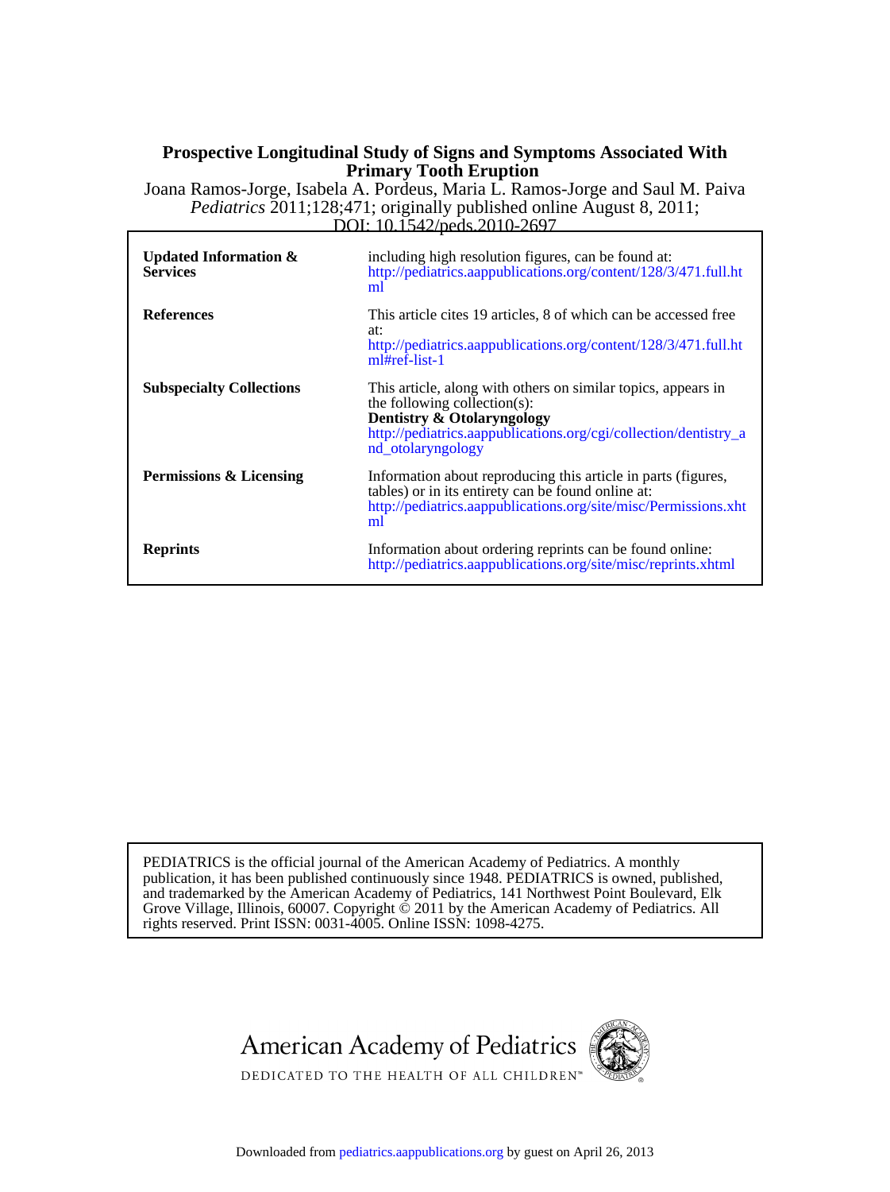**Prospective Longitudinal Study of Signs and Symptoms Associated With Primary Tooth Eruption**

Joana Ramos-Jorge, Isabela A. Pordeus, Maria L. Ramos-Jorge and Saul M. Paiva

*Pediatrics* 2011;128;471; originally published online August 8, 2011;

DOI: 10.1542/peds.2010-2697

| | |
|---|---|
| **Updated Information & Services** | including high resolution figures, can be found at: http://pediatrics.aappublications.org/content/128/3/471.full.html |
| **References** | This article cites 19 articles, 8 of which can be accessed free at: http://pediatrics.aappublications.org/content/128/3/471.full.html#ref-list-1 |
| **Subspecialty Collections** | This article, along with others on similar topics, appears in the following collection(s): **Dentistry & Otolaryngology** http://pediatrics.aappublications.org/cgi/collection/dentistry_and_otolaryngology |
| **Permissions & Licensing** | Information about reproducing this article in parts (figures, tables) or in its entirety can be found online at: http://pediatrics.aappublications.org/site/misc/Permissions.xhtml |
| **Reprints** | Information about ordering reprints can be found online: http://pediatrics.aappublications.org/site/misc/reprints.xhtml |

PEDIATRICS is the official journal of the American Academy of Pediatrics. A monthly publication, it has been published continuously since 1948. PEDIATRICS is owned, published, and trademarked by the American Academy of Pediatrics, 141 Northwest Point Boulevard, Elk Grove Village, Illinois, 60007. Copyright © 2011 by the American Academy of Pediatrics. All rights reserved. Print ISSN: 0031-4005. Online ISSN: 1098-4275.

American Academy of Pediatrics

DEDICATED TO THE HEALTH OF ALL CHILDREN™

Downloaded from pediatrics.aappublications.org by guest on April 26, 2013